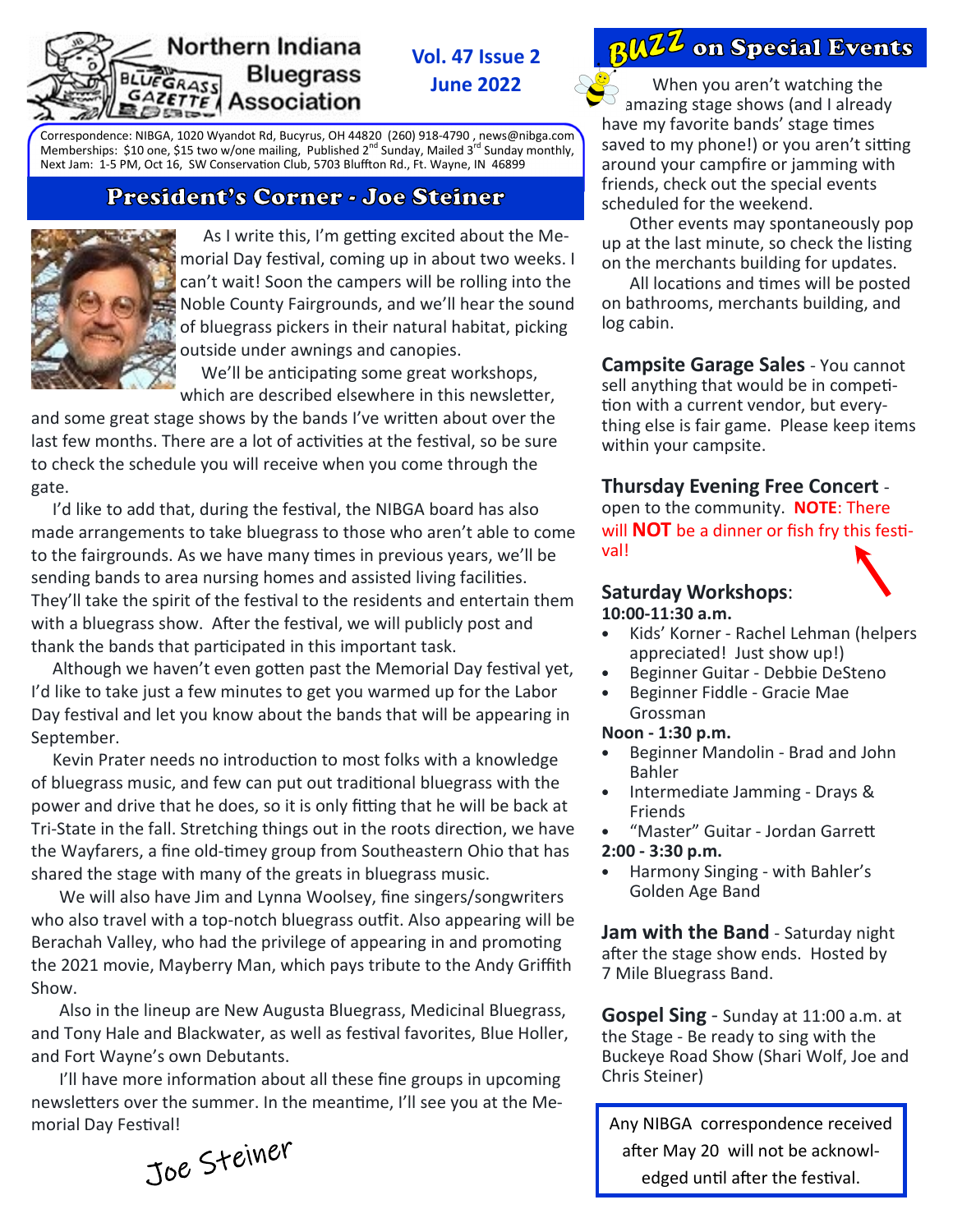# Northern Indiana Bluegrass Association

**Vol. 47 Issue 2**
**June 2022**

Correspondence: NIBGA, 1020 Wyandot Rd, Bucyrus, OH 44820 (260) 918-4790 , news@nibga.com
Memberships: $10 one, $15 two w/one mailing, Published 2nd Sunday, Mailed 3rd Sunday monthly,
Next Jam: 1-5 PM, Oct 16, SW Conservation Club, 5703 Bluffton Rd., Ft. Wayne, IN 46899

## President's Corner - Joe Steiner

As I write this, I'm getting excited about the Memorial Day festival, coming up in about two weeks. I can't wait! Soon the campers will be rolling into the Noble County Fairgrounds, and we'll hear the sound of bluegrass pickers in their natural habitat, picking outside under awnings and canopies.

We'll be anticipating some great workshops, which are described elsewhere in this newsletter, and some great stage shows by the bands I've written about over the last few months. There are a lot of activities at the festival, so be sure to check the schedule you will receive when you come through the gate.

I'd like to add that, during the festival, the NIBGA board has also made arrangements to take bluegrass to those who aren't able to come to the fairgrounds. As we have many times in previous years, we'll be sending bands to area nursing homes and assisted living facilities. They'll take the spirit of the festival to the residents and entertain them with a bluegrass show. After the festival, we will publicly post and thank the bands that participated in this important task.

Although we haven't even gotten past the Memorial Day festival yet, I'd like to take just a few minutes to get you warmed up for the Labor Day festival and let you know about the bands that will be appearing in September.

Kevin Prater needs no introduction to most folks with a knowledge of bluegrass music, and few can put out traditional bluegrass with the power and drive that he does, so it is only fitting that he will be back at Tri-State in the fall. Stretching things out in the roots direction, we have the Wayfarers, a fine old-timey group from Southeastern Ohio that has shared the stage with many of the greats in bluegrass music.

We will also have Jim and Lynna Woolsey, fine singers/songwriters who also travel with a top-notch bluegrass outfit. Also appearing will be Berachah Valley, who had the privilege of appearing in and promoting the 2021 movie, Mayberry Man, which pays tribute to the Andy Griffith Show.

Also in the lineup are New Augusta Bluegrass, Medicinal Bluegrass, and Tony Hale and Blackwater, as well as festival favorites, Blue Holler, and Fort Wayne's own Debutants.

I'll have more information about all these fine groups in upcoming newsletters over the summer. In the meantime, I'll see you at the Memorial Day Festival!

*Joe Steiner*

## Buzz on Special Events

When you aren't watching the amazing stage shows (and I already have my favorite bands' stage times saved to my phone!) or you aren't sitting around your campfire or jamming with friends, check out the special events scheduled for the weekend.

Other events may spontaneously pop up at the last minute, so check the listing on the merchants building for updates.

All locations and times will be posted on bathrooms, merchants building, and log cabin.

**Campsite Garage Sales** - You cannot sell anything that would be in competition with a current vendor, but everything else is fair game. Please keep items within your campsite.

**Thursday Evening Free Concert** - open to the community. **NOTE**: There will **NOT** be a dinner or fish fry this festival!

**Saturday Workshops**:

**10:00-11:30 a.m.**
- Kids' Korner - Rachel Lehman (helpers appreciated! Just show up!)
- Beginner Guitar - Debbie DeSteno
- Beginner Fiddle - Gracie Mae Grossman

**Noon - 1:30 p.m.**
- Beginner Mandolin - Brad and John Bahler
- Intermediate Jamming - Drays & Friends
- "Master" Guitar - Jordan Garrett

**2:00 - 3:30 p.m.**
- Harmony Singing - with Bahler's Golden Age Band

**Jam with the Band** - Saturday night after the stage show ends. Hosted by 7 Mile Bluegrass Band.

**Gospel Sing** - Sunday at 11:00 a.m. at the Stage - Be ready to sing with the Buckeye Road Show (Shari Wolf, Joe and Chris Steiner)

Any NIBGA correspondence received after May 20 will not be acknowledged until after the festival.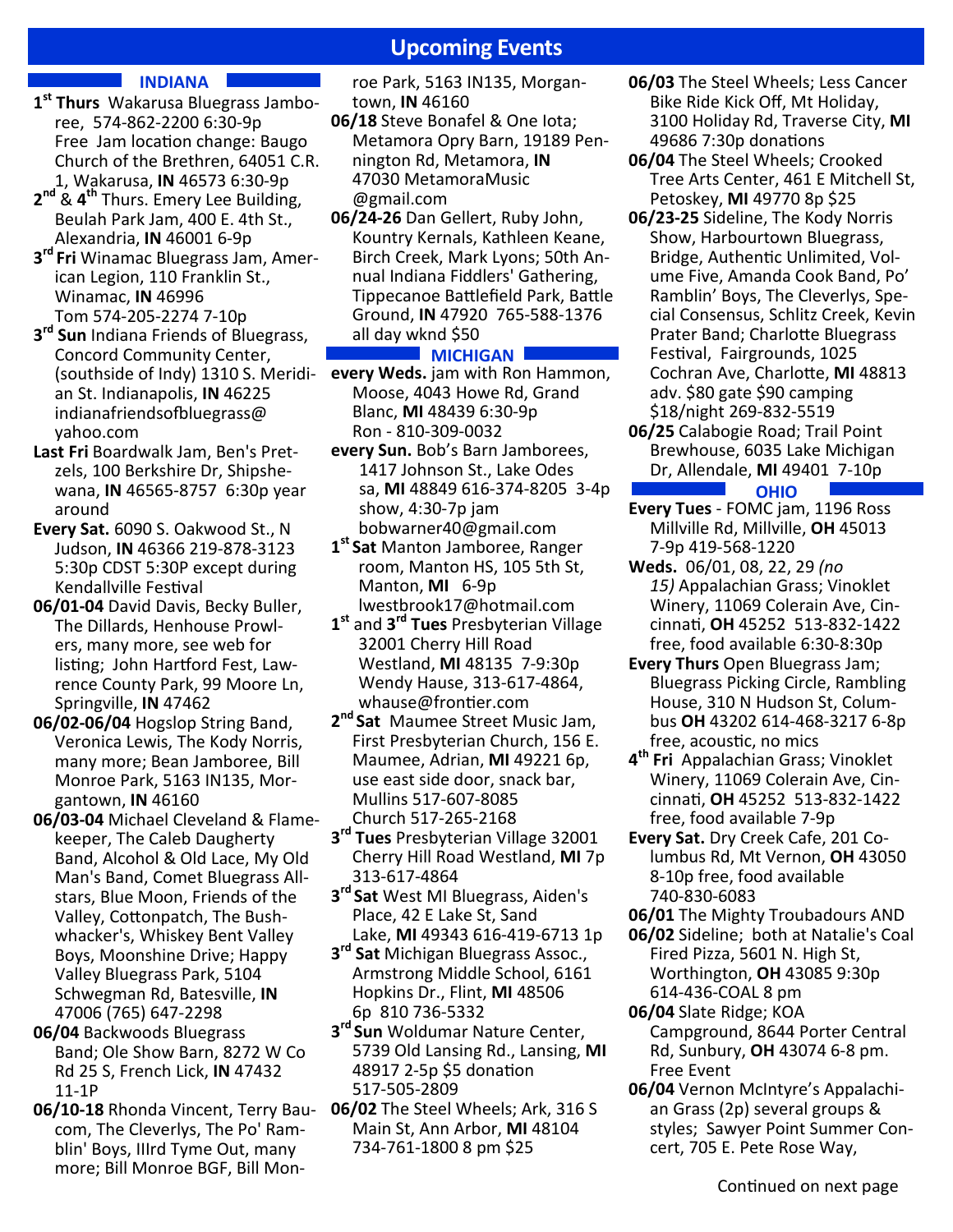# Upcoming Events

## INDIANA

**1st Thurs** Wakarusa Bluegrass Jamboree, 574-862-2200 6:30-9p Free Jam location change: Baugo Church of the Brethren, 64051 C.R. 1, Wakarusa, **IN** 46573 6:30-9p

**2nd** & **4th** Thurs. Emery Lee Building, Beulah Park Jam, 400 E. 4th St., Alexandria, **IN** 46001 6-9p

**3rd Fri** Winamac Bluegrass Jam, American Legion, 110 Franklin St., Winamac, **IN** 46996 Tom 574-205-2274 7-10p

**3rd Sun** Indiana Friends of Bluegrass, Concord Community Center, (southside of Indy) 1310 S. Meridian St. Indianapolis, **IN** 46225 indianafriendsofbluegrass@yahoo.com

**Last Fri** Boardwalk Jam, Ben's Pretzels, 100 Berkshire Dr, Shipshewana, **IN** 46565-8757 6:30p year around

**Every Sat.** 6090 S. Oakwood St., N Judson, **IN** 46366 219-878-3123 5:30p CDST 5:30P except during Kendallville Festival

**06/01-04** David Davis, Becky Buller, The Dillards, Henhouse Prowlers, many more, see web for listing; John Hartford Fest, Lawrence County Park, 99 Moore Ln, Springville, **IN** 47462

**06/02-06/04** Hogslop String Band, Veronica Lewis, The Kody Norris, many more; Bean Jamboree, Bill Monroe Park, 5163 IN135, Morgantown, **IN** 46160

**06/03-04** Michael Cleveland & Flamekeeper, The Caleb Daugherty Band, Alcohol & Old Lace, My Old Man's Band, Comet Bluegrass Allstars, Blue Moon, Friends of the Valley, Cottonpatch, The Bushwhacker's, Whiskey Bent Valley Boys, Moonshine Drive; Happy Valley Bluegrass Park, 5104 Schwegman Rd, Batesville, **IN** 47006 (765) 647-2298

**06/04** Backwoods Bluegrass Band; Ole Show Barn, 8272 W Co Rd 25 S, French Lick, **IN** 47432 11-1P

**06/10-18** Rhonda Vincent, Terry Baucom, The Cleverlys, The Po' Ramblin' Boys, IIIrd Tyme Out, many more; Bill Monroe BGF, Bill Monroe Park, 5163 IN135, Morgantown, **IN** 46160

**06/18** Steve Bonafel & One Iota; Metamora Opry Barn, 19189 Pennington Rd, Metamora, **IN** 47030 MetamoraMusic@gmail.com

**06/24-26** Dan Gellert, Ruby John, Kountry Kernals, Kathleen Keane, Birch Creek, Mark Lyons; 50th Annual Indiana Fiddlers' Gathering, Tippecanoe Battlefield Park, Battle Ground, **IN** 47920 765-588-1376 all day wknd $50

## MICHIGAN

**every Weds.** jam with Ron Hammon, Moose, 4043 Howe Rd, Grand Blanc, **MI** 48439 6:30-9p Ron - 810-309-0032

**every Sun.** Bob's Barn Jamborees, 1417 Johnson St., Lake Odessa, **MI** 48849 616-374-8205 3-4p show, 4:30-7p jam bobwarner40@gmail.com

**1st Sat** Manton Jamboree, Ranger room, Manton HS, 105 5th St, Manton, **MI** 6-9p lwestbrook17@hotmail.com

**1st** and **3rd Tues** Presbyterian Village 32001 Cherry Hill Road Westland, **MI** 48135 7-9:30p Wendy Hause, 313-617-4864, whause@frontier.com

**2nd Sat** Maumee Street Music Jam, First Presbyterian Church, 156 E. Maumee, Adrian, **MI** 49221 6p, use east side door, snack bar, Mullins 517-607-8085 Church 517-265-2168

**3rd Tues** Presbyterian Village 32001 Cherry Hill Road Westland, **MI** 7p 313-617-4864

**3rd Sat** West MI Bluegrass, Aiden's Place, 42 E Lake St, Sand Lake, **MI** 49343 616-419-6713 1p

**3rd Sat** Michigan Bluegrass Assoc., Armstrong Middle School, 6161 Hopkins Dr., Flint, **MI** 48506 6p 810 736-5332

**3rd Sun** Woldumar Nature Center, 5739 Old Lansing Rd., Lansing, **MI** 48917 2-5p $5 donation 517-505-2809

**06/02** The Steel Wheels; Ark, 316 S Main St, Ann Arbor, **MI** 48104 734-761-1800 8 pm $25

**06/03** The Steel Wheels; Less Cancer Bike Ride Kick Off, Mt Holiday, 3100 Holiday Rd, Traverse City, **MI** 49686 7:30p donations

**06/04** The Steel Wheels; Crooked Tree Arts Center, 461 E Mitchell St, Petoskey, **MI** 49770 8p $25

**06/23-25** Sideline, The Kody Norris Show, Harbourtown Bluegrass, Bridge, Authentic Unlimited, Volume Five, Amanda Cook Band, Po' Ramblin' Boys, The Cleverlys, Special Consensus, Schlitz Creek, Kevin Prater Band; Charlotte Bluegrass Festival, Fairgrounds, 1025 Cochran Ave, Charlotte, **MI** 48813 adv. $80 gate $90 camping $18/night 269-832-5519

**06/25** Calabogie Road; Trail Point Brewhouse, 6035 Lake Michigan Dr, Allendale, **MI** 49401 7-10p

## OHIO

**Every Tues** - FOMC jam, 1196 Ross Millville Rd, Millville, **OH** 45013 7-9p 419-568-1220

**Weds.** 06/01, 08, 22, 29 *(no 15)* Appalachian Grass; Vinoklet Winery, 11069 Colerain Ave, Cincinnati, **OH** 45252 513-832-1422 free, food available 6:30-8:30p

**Every Thurs** Open Bluegrass Jam; Bluegrass Picking Circle, Rambling House, 310 N Hudson St, Columbus **OH** 43202 614-468-3217 6-8p free, acoustic, no mics

**4th Fri** Appalachian Grass; Vinoklet Winery, 11069 Colerain Ave, Cincinnati, **OH** 45252 513-832-1422 free, food available 7-9p

**Every Sat.** Dry Creek Cafe, 201 Columbus Rd, Mt Vernon, **OH** 43050 8-10p free, food available 740-830-6083

**06/01** The Mighty Troubadours AND

**06/02** Sideline; both at Natalie's Coal Fired Pizza, 5601 N. High St, Worthington, **OH** 43085 9:30p 614-436-COAL 8 pm

**06/04** Slate Ridge; KOA Campground, 8644 Porter Central Rd, Sunbury, **OH** 43074 6-8 pm. Free Event

**06/04** Vernon McIntyre's Appalachian Grass (2p) several groups & styles; Sawyer Point Summer Concert, 705 E. Pete Rose Way,

Continued on next page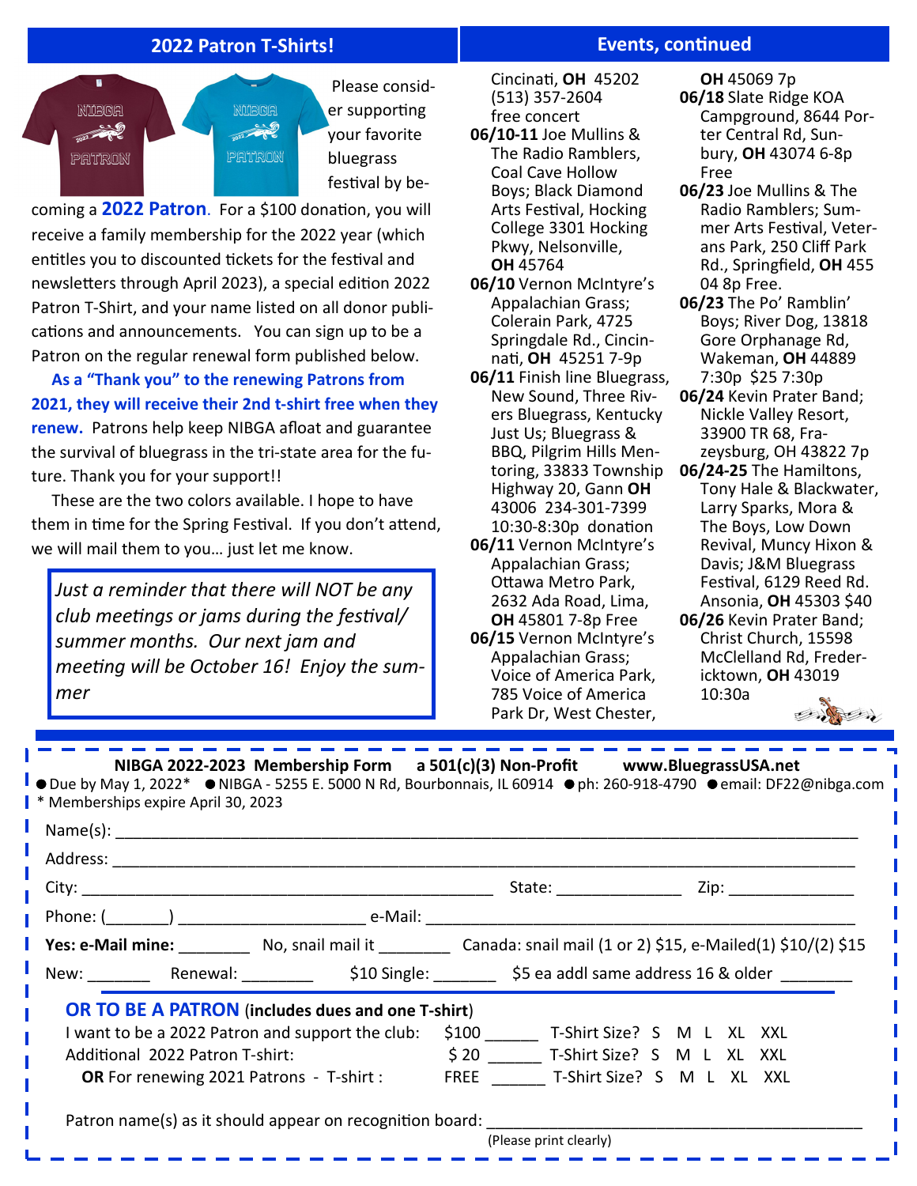## 2022 Patron T-Shirts!

Please consider supporting your favorite bluegrass festival by becoming a **2022 Patron**. For a $100 donation, you will receive a family membership for the 2022 year (which entitles you to discounted tickets for the festival and newsletters through April 2023), a special edition 2022 Patron T-Shirt, and your name listed on all donor publications and announcements. You can sign up to be a Patron on the regular renewal form published below.

**As a "Thank you" to the renewing Patrons from 2021, they will receive their 2nd t-shirt free when they renew.** Patrons help keep NIBGA afloat and guarantee the survival of bluegrass in the tri-state area for the future. Thank you for your support!!

These are the two colors available. I hope to have them in time for the Spring Festival. If you don't attend, we will mail them to you… just let me know.

*Just a reminder that there will NOT be any club meetings or jams during the festival/summer months. Our next jam and meeting will be October 16! Enjoy the summer*

## Events, continued

Cincinati, **OH** 45202 (513) 357-2604 free concert

**06/10-11** Joe Mullins & The Radio Ramblers, Coal Cave Hollow Boys; Black Diamond Arts Festival, Hocking College 3301 Hocking Pkwy, Nelsonville, **OH** 45764

**06/10** Vernon McIntyre's Appalachian Grass; Colerain Park, 4725 Springdale Rd., Cincinnati, **OH** 45251 7-9p

**06/11** Finish line Bluegrass, New Sound, Three Rivers Bluegrass, Kentucky Just Us; Bluegrass & BBQ, Pilgrim Hills Mentoring, 33833 Township Highway 20, Gann **OH** 43006 234-301-7399 10:30-8:30p donation

**06/11** Vernon McIntyre's Appalachian Grass; Ottawa Metro Park, 2632 Ada Road, Lima, **OH** 45801 7-8p Free

**06/15** Vernon McIntyre's Appalachian Grass; Voice of America Park, 785 Voice of America Park Dr, West Chester, **OH** 45069 7p

**06/18** Slate Ridge KOA Campground, 8644 Porter Central Rd, Sunbury, **OH** 43074 6-8p Free

**06/23** Joe Mullins & The Radio Ramblers; Summer Arts Festival, Veterans Park, 250 Cliff Park Rd., Springfield, **OH** 45504 8p Free.

**06/23** The Po' Ramblin' Boys; River Dog, 13818 Gore Orphanage Rd, Wakeman, **OH** 44889 7:30p $25 7:30p

**06/24** Kevin Prater Band; Nickle Valley Resort, 33900 TR 68, Frazeysburg, OH 43822 7p

**06/24-25** The Hamiltons, Tony Hale & Blackwater, Larry Sparks, Mora & The Boys, Low Down Revival, Muncy Hixon & Davis; J&M Bluegrass Festival, 6129 Reed Rd. Ansonia, **OH** 45303 $40

**06/26** Kevin Prater Band; Christ Church, 15598 McClelland Rd, Fredericktown, **OH** 43019 10:30a

---

**NIBGA 2022-2023 Membership Form** **a 501(c)(3) Non-Profit** **www.BluegrassUSA.net**

- Due by May 1, 2022* ● NIBGA - 5255 E. 5000 N Rd, Bourbonnais, IL 60914 ● ph: 260-918-4790 ● email: DF22@nibga.com

\* Memberships expire April 30, 2023

Name(s): ______________________________________________

Address: ______________________________________________

City: ____________________________ State: __________ Zip: __________

Phone: (_______) ____________________ e-Mail: ____________________________

**Yes: e-Mail mine:** ________ No, snail mail it ________ Canada: snail mail (1 or 2) $15, e-Mailed(1) $10/(2) $15

New: _______ Renewal: ________ $10 Single: _______ $5 ea addl same address 16 & older ________

**OR TO BE A PATRON (includes dues and one T-shirt)**

I want to be a 2022 Patron and support the club: $100 ______ T-Shirt Size? S M L XL XXL

Additional 2022 Patron T-shirt: $ 20 ______ T-Shirt Size? S M L XL XXL

**OR** For renewing 2021 Patrons - T-shirt : FREE ______ T-Shirt Size? S M L XL XXL

Patron name(s) as it should appear on recognition board: ____________________________

(Please print clearly)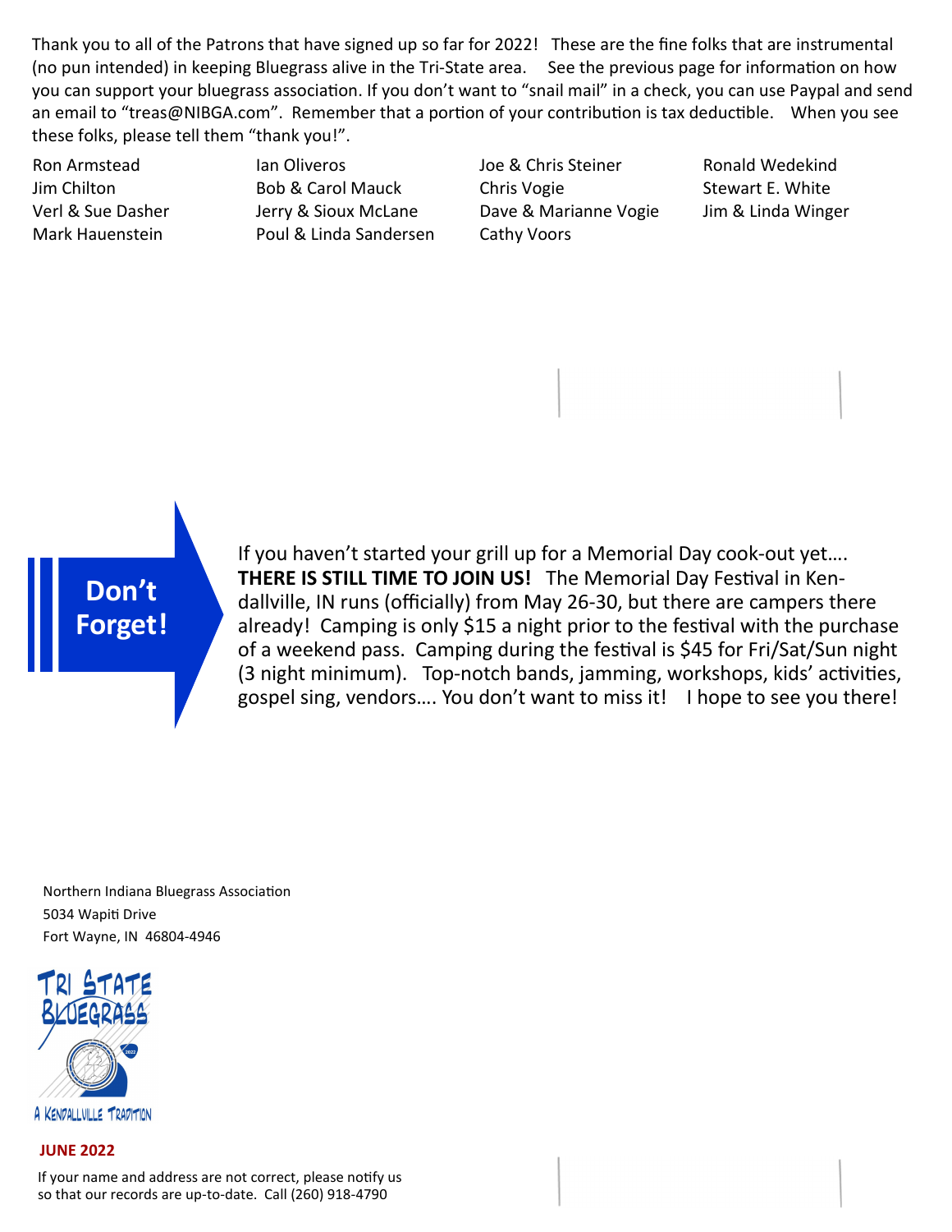Thank you to all of the Patrons that have signed up so far for 2022! These are the fine folks that are instrumental (no pun intended) in keeping Bluegrass alive in the Tri-State area. See the previous page for information on how you can support your bluegrass association. If you don't want to "snail mail" in a check, you can use Paypal and send an email to "treas@NIBGA.com". Remember that a portion of your contribution is tax deductible. When you see these folks, please tell them "thank you!".

Ron Armstead
Jim Chilton
Verl & Sue Dasher
Mark Hauenstein
Ian Oliveros
Bob & Carol Mauck
Jerry & Sioux McLane
Poul & Linda Sandersen
Joe & Chris Steiner
Chris Vogie
Dave & Marianne Vogie
Cathy Voors
Ronald Wedekind
Stewart E. White
Jim & Linda Winger

**Don't Forget!**

If you haven't started your grill up for a Memorial Day cook-out yet…. **THERE IS STILL TIME TO JOIN US!** The Memorial Day Festival in Kendallville, IN runs (officially) from May 26-30, but there are campers there already! Camping is only $15 a night prior to the festival with the purchase of a weekend pass. Camping during the festival is $45 for Fri/Sat/Sun night (3 night minimum). Top-notch bands, jamming, workshops, kids' activities, gospel sing, vendors…. You don't want to miss it! I hope to see you there!

Northern Indiana Bluegrass Association
5034 Wapiti Drive
Fort Wayne, IN 46804-4946

TRI STATE BLUEGRASS
A KENDALLVILLE TRADITION

**JUNE 2022**

If your name and address are not correct, please notify us so that our records are up-to-date. Call (260) 918-4790